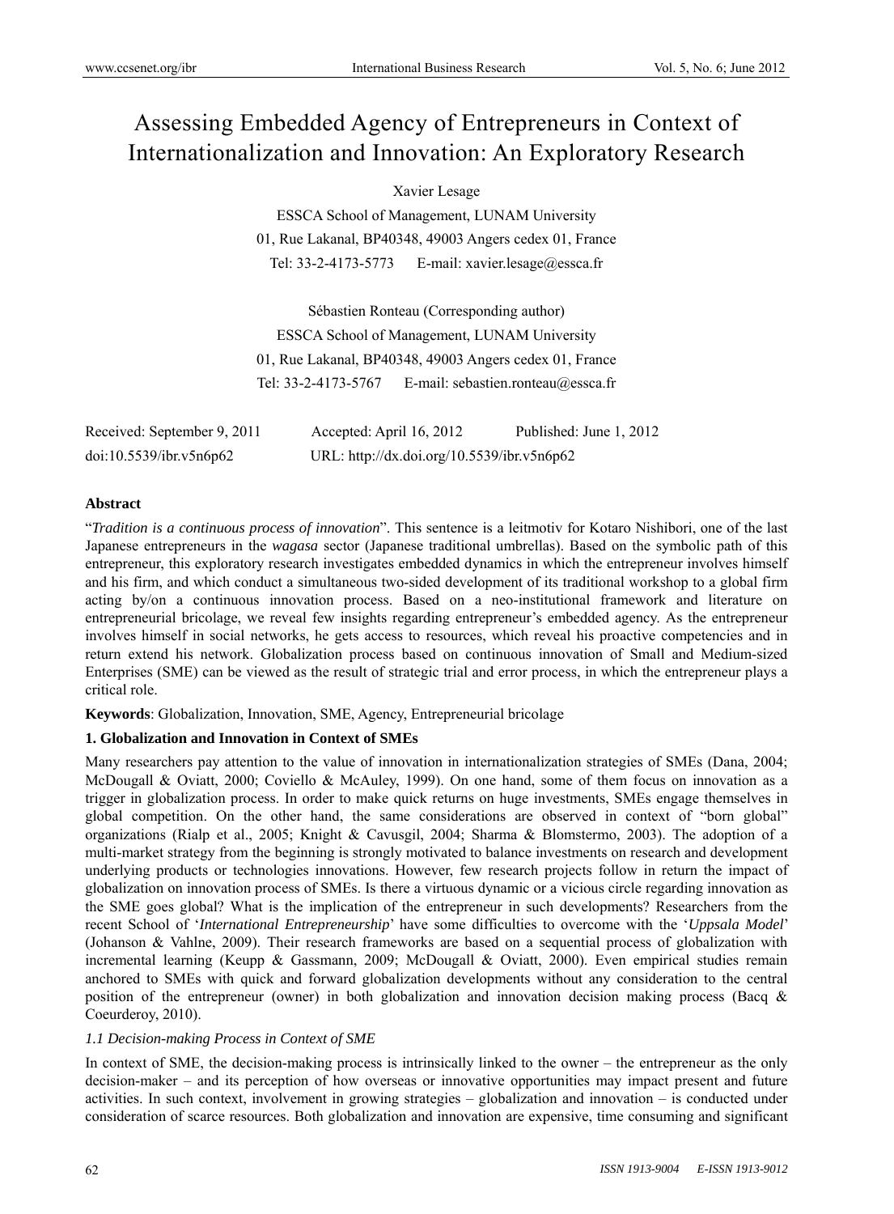# Assessing Embedded Agency of Entrepreneurs in Context of Internationalization and Innovation: An Exploratory Research

Xavier Lesage

ESSCA School of Management, LUNAM University

01, Rue Lakanal, BP40348, 49003 Angers cedex 01, France

Tel: 33-2-4173-5773 E-mail: xavier.lesage@essca.fr

Sébastien Ronteau (Corresponding author)

ESSCA School of Management, LUNAM University

01, Rue Lakanal, BP40348, 49003 Angers cedex 01, France

Tel: 33-2-4173-5767 E-mail: sebastien.ronteau@essca.fr

Received: September 9, 2011 Accepted: April 16, 2012 Published: June 1, 2012

doi:10.5539/ibr.v5n6p62 URL: http://dx.doi.org/10.5539/ibr.v5n6p62

## Abstract

"*Tradition is a continuous process of innovation*". This sentence is a leitmotiv for Kotaro Nishibori, one of the last Japanese entrepreneurs in the *wagasa* sector (Japanese traditional umbrellas). Based on the symbolic path of this entrepreneur, this exploratory research investigates embedded dynamics in which the entrepreneur involves himself and his firm, and which conduct a simultaneous two-sided development of its traditional workshop to a global firm acting by/on a continuous innovation process. Based on a neo-institutional framework and literature on entrepreneurial bricolage, we reveal few insights regarding entrepreneur's embedded agency. As the entrepreneur involves himself in social networks, he gets access to resources, which reveal his proactive competencies and in return extend his network. Globalization process based on continuous innovation of Small and Medium-sized Enterprises (SME) can be viewed as the result of strategic trial and error process, in which the entrepreneur plays a critical role.

**Keywords**: Globalization, Innovation, SME, Agency, Entrepreneurial bricolage

## 1. Globalization and Innovation in Context of SMEs

Many researchers pay attention to the value of innovation in internationalization strategies of SMEs (Dana, 2004; McDougall & Oviatt, 2000; Coviello & McAuley, 1999). On one hand, some of them focus on innovation as a trigger in globalization process. In order to make quick returns on huge investments, SMEs engage themselves in global competition. On the other hand, the same considerations are observed in context of "born global" organizations (Rialp et al., 2005; Knight & Cavusgil, 2004; Sharma & Blomstermo, 2003). The adoption of a multi-market strategy from the beginning is strongly motivated to balance investments on research and development underlying products or technologies innovations. However, few research projects follow in return the impact of globalization on innovation process of SMEs. Is there a virtuous dynamic or a vicious circle regarding innovation as the SME goes global? What is the implication of the entrepreneur in such developments? Researchers from the recent School of '*International Entrepreneurship*' have some difficulties to overcome with the '*Uppsala Model*' (Johanson & Vahlne, 2009). Their research frameworks are based on a sequential process of globalization with incremental learning (Keupp & Gassmann, 2009; McDougall & Oviatt, 2000). Even empirical studies remain anchored to SMEs with quick and forward globalization developments without any consideration to the central position of the entrepreneur (owner) in both globalization and innovation decision making process (Bacq & Coeurderoy, 2010).

### *1.1 Decision-making Process in Context of SME*

In context of SME, the decision-making process is intrinsically linked to the owner – the entrepreneur as the only decision-maker – and its perception of how overseas or innovative opportunities may impact present and future activities. In such context, involvement in growing strategies – globalization and innovation – is conducted under consideration of scarce resources. Both globalization and innovation are expensive, time consuming and significant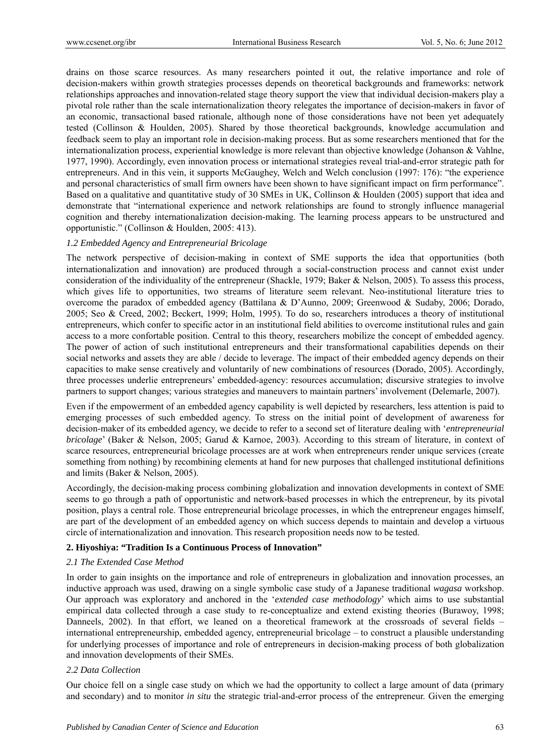drains on those scarce resources. As many researchers pointed it out, the relative importance and role of decision-makers within growth strategies processes depends on theoretical backgrounds and frameworks: network relationships approaches and innovation-related stage theory support the view that individual decision-makers play a pivotal role rather than the scale internationalization theory relegates the importance of decision-makers in favor of an economic, transactional based rationale, although none of those considerations have not been yet adequately tested (Collinson & Houlden, 2005). Shared by those theoretical backgrounds, knowledge accumulation and feedback seem to play an important role in decision-making process. But as some researchers mentioned that for the internationalization process, experiential knowledge is more relevant than objective knowledge (Johanson & Vahlne, 1977, 1990). Accordingly, even innovation process or international strategies reveal trial-and-error strategic path for entrepreneurs. And in this vein, it supports McGaughey, Welch and Welch conclusion (1997: 176): "the experience and personal characteristics of small firm owners have been shown to have significant impact on firm performance". Based on a qualitative and quantitative study of 30 SMEs in UK, Collinson & Houlden (2005) support that idea and demonstrate that "international experience and network relationships are found to strongly influence managerial cognition and thereby internationalization decision-making. The learning process appears to be unstructured and opportunistic." (Collinson & Houlden, 2005: 413).

### *1.2 Embedded Agency and Entrepreneurial Bricolage*

The network perspective of decision-making in context of SME supports the idea that opportunities (both internationalization and innovation) are produced through a social-construction process and cannot exist under consideration of the individuality of the entrepreneur (Shackle, 1979; Baker & Nelson, 2005). To assess this process, which gives life to opportunities, two streams of literature seem relevant. Neo-institutional literature tries to overcome the paradox of embedded agency (Battilana & D'Aunno, 2009; Greenwood & Sudaby, 2006; Dorado, 2005; Seo & Creed, 2002; Beckert, 1999; Holm, 1995). To do so, researchers introduces a theory of institutional entrepreneurs, which confer to specific actor in an institutional field abilities to overcome institutional rules and gain access to a more confortable position. Central to this theory, researchers mobilize the concept of embedded agency. The power of action of such institutional entrepreneurs and their transformational capabilities depends on their social networks and assets they are able / decide to leverage. The impact of their embedded agency depends on their capacities to make sense creatively and voluntarily of new combinations of resources (Dorado, 2005). Accordingly, three processes underlie entrepreneurs' embedded-agency: resources accumulation; discursive strategies to involve partners to support changes; various strategies and maneuvers to maintain partners' involvement (Delemarle, 2007).

Even if the empowerment of an embedded agency capability is well depicted by researchers, less attention is paid to emerging processes of such embedded agency. To stress on the initial point of development of awareness for decision-maker of its embedded agency, we decide to refer to a second set of literature dealing with '*entrepreneurial bricolage*' (Baker & Nelson, 2005; Garud & Karnoe, 2003). According to this stream of literature, in context of scarce resources, entrepreneurial bricolage processes are at work when entrepreneurs render unique services (create something from nothing) by recombining elements at hand for new purposes that challenged institutional definitions and limits (Baker & Nelson, 2005).

Accordingly, the decision-making process combining globalization and innovation developments in context of SME seems to go through a path of opportunistic and network-based processes in which the entrepreneur, by its pivotal position, plays a central role. Those entrepreneurial bricolage processes, in which the entrepreneur engages himself, are part of the development of an embedded agency on which success depends to maintain and develop a virtuous circle of internationalization and innovation. This research proposition needs now to be tested.

## **2. Hiyoshiya: "Tradition Is a Continuous Process of Innovation"**

### *2.1 The Extended Case Method*

In order to gain insights on the importance and role of entrepreneurs in globalization and innovation processes, an inductive approach was used, drawing on a single symbolic case study of a Japanese traditional *wagasa* workshop. Our approach was exploratory and anchored in the '*extended case methodology*' which aims to use substantial empirical data collected through a case study to re-conceptualize and extend existing theories (Burawoy, 1998; Danneels, 2002). In that effort, we leaned on a theoretical framework at the crossroads of several fields – international entrepreneurship, embedded agency, entrepreneurial bricolage – to construct a plausible understanding for underlying processes of importance and role of entrepreneurs in decision-making process of both globalization and innovation developments of their SMEs.

### *2.2 Data Collection*

Our choice fell on a single case study on which we had the opportunity to collect a large amount of data (primary and secondary) and to monitor *in situ* the strategic trial-and-error process of the entrepreneur. Given the emerging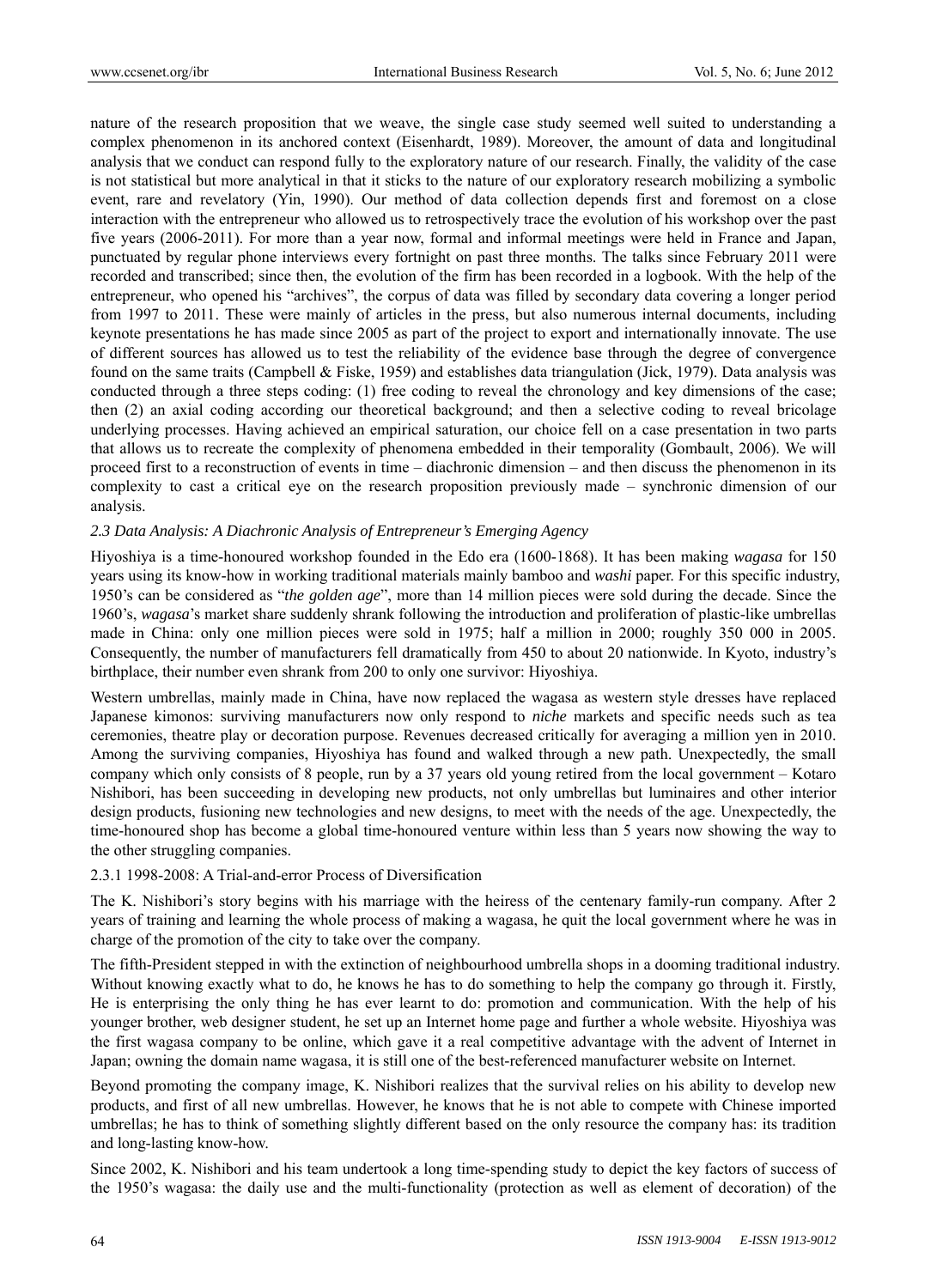nature of the research proposition that we weave, the single case study seemed well suited to understanding a complex phenomenon in its anchored context (Eisenhardt, 1989). Moreover, the amount of data and longitudinal analysis that we conduct can respond fully to the exploratory nature of our research. Finally, the validity of the case is not statistical but more analytical in that it sticks to the nature of our exploratory research mobilizing a symbolic event, rare and revelatory (Yin, 1990). Our method of data collection depends first and foremost on a close interaction with the entrepreneur who allowed us to retrospectively trace the evolution of his workshop over the past five years (2006-2011). For more than a year now, formal and informal meetings were held in France and Japan, punctuated by regular phone interviews every fortnight on past three months. The talks since February 2011 were recorded and transcribed; since then, the evolution of the firm has been recorded in a logbook. With the help of the entrepreneur, who opened his "archives", the corpus of data was filled by secondary data covering a longer period from 1997 to 2011. These were mainly of articles in the press, but also numerous internal documents, including keynote presentations he has made since 2005 as part of the project to export and internationally innovate. The use of different sources has allowed us to test the reliability of the evidence base through the degree of convergence found on the same traits (Campbell & Fiske, 1959) and establishes data triangulation (Jick, 1979). Data analysis was conducted through a three steps coding: (1) free coding to reveal the chronology and key dimensions of the case; then (2) an axial coding according our theoretical background; and then a selective coding to reveal bricolage underlying processes. Having achieved an empirical saturation, our choice fell on a case presentation in two parts that allows us to recreate the complexity of phenomena embedded in their temporality (Gombault, 2006). We will proceed first to a reconstruction of events in time – diachronic dimension – and then discuss the phenomenon in its complexity to cast a critical eye on the research proposition previously made – synchronic dimension of our analysis.

### *2.3 Data Analysis: A Diachronic Analysis of Entrepreneur's Emerging Agency*

Hiyoshiya is a time-honoured workshop founded in the Edo era (1600-1868). It has been making *wagasa* for 150 years using its know-how in working traditional materials mainly bamboo and *washi* paper. For this specific industry, 1950's can be considered as "*the golden age*", more than 14 million pieces were sold during the decade. Since the 1960's, *wagasa*'s market share suddenly shrank following the introduction and proliferation of plastic-like umbrellas made in China: only one million pieces were sold in 1975; half a million in 2000; roughly 350 000 in 2005. Consequently, the number of manufacturers fell dramatically from 450 to about 20 nationwide. In Kyoto, industry's birthplace, their number even shrank from 200 to only one survivor: Hiyoshiya.

Western umbrellas, mainly made in China, have now replaced the wagasa as western style dresses have replaced Japanese kimonos: surviving manufacturers now only respond to *niche* markets and specific needs such as tea ceremonies, theatre play or decoration purpose. Revenues decreased critically for averaging a million yen in 2010. Among the surviving companies, Hiyoshiya has found and walked through a new path. Unexpectedly, the small company which only consists of 8 people, run by a 37 years old young retired from the local government – Kotaro Nishibori, has been succeeding in developing new products, not only umbrellas but luminaires and other interior design products, fusioning new technologies and new designs, to meet with the needs of the age. Unexpectedly, the time-honoured shop has become a global time-honoured venture within less than 5 years now showing the way to the other struggling companies.

#### 2.3.1 1998-2008: A Trial-and-error Process of Diversification

The K. Nishibori's story begins with his marriage with the heiress of the centenary family-run company. After 2 years of training and learning the whole process of making a wagasa, he quit the local government where he was in charge of the promotion of the city to take over the company.

The fifth-President stepped in with the extinction of neighbourhood umbrella shops in a dooming traditional industry. Without knowing exactly what to do, he knows he has to do something to help the company go through it. Firstly, He is enterprising the only thing he has ever learnt to do: promotion and communication. With the help of his younger brother, web designer student, he set up an Internet home page and further a whole website. Hiyoshiya was the first wagasa company to be online, which gave it a real competitive advantage with the advent of Internet in Japan; owning the domain name wagasa, it is still one of the best-referenced manufacturer website on Internet.

Beyond promoting the company image, K. Nishibori realizes that the survival relies on his ability to develop new products, and first of all new umbrellas. However, he knows that he is not able to compete with Chinese imported umbrellas; he has to think of something slightly different based on the only resource the company has: its tradition and long-lasting know-how.

Since 2002, K. Nishibori and his team undertook a long time-spending study to depict the key factors of success of the 1950's wagasa: the daily use and the multi-functionality (protection as well as element of decoration) of the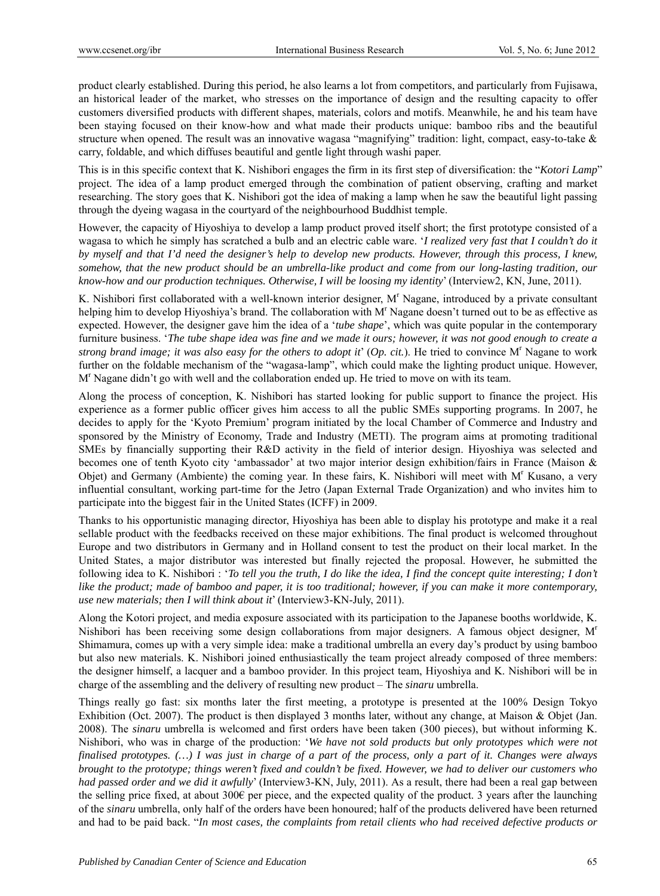product clearly established. During this period, he also learns a lot from competitors, and particularly from Fujisawa, an historical leader of the market, who stresses on the importance of design and the resulting capacity to offer customers diversified products with different shapes, materials, colors and motifs. Meanwhile, he and his team have been staying focused on their know-how and what made their products unique: bamboo ribs and the beautiful structure when opened. The result was an innovative wagasa "magnifying" tradition: light, compact, easy-to-take & carry, foldable, and which diffuses beautiful and gentle light through washi paper.

This is in this specific context that K. Nishibori engages the firm in its first step of diversification: the "*Kotori Lamp*" project. The idea of a lamp product emerged through the combination of patient observing, crafting and market researching. The story goes that K. Nishibori got the idea of making a lamp when he saw the beautiful light passing through the dyeing wagasa in the courtyard of the neighbourhood Buddhist temple.

However, the capacity of Hiyoshiya to develop a lamp product proved itself short; the first prototype consisted of a wagasa to which he simply has scratched a bulb and an electric cable ware. '*I realized very fast that I couldn't do it by myself and that I'd need the designer's help to develop new products. However, through this process, I knew, somehow, that the new product should be an umbrella-like product and come from our long-lasting tradition, our know-how and our production techniques. Otherwise, I will be loosing my identity*' (Interview2, KN, June, 2011).

K. Nishibori first collaborated with a well-known interior designer, M[r] Nagane, introduced by a private consultant helping him to develop Hiyoshiya's brand. The collaboration with M[r] Nagane doesn't turned out to be as effective as expected. However, the designer gave him the idea of a '*tube shape*', which was quite popular in the contemporary furniture business. '*The tube shape idea was fine and we made it ours; however, it was not good enough to create a strong brand image; it was also easy for the others to adopt it*' (*Op. cit.*). He tried to convince M[r] Nagane to work further on the foldable mechanism of the "wagasa-lamp", which could make the lighting product unique. However, M[r] Nagane didn't go with well and the collaboration ended up. He tried to move on with its team.

Along the process of conception, K. Nishibori has started looking for public support to finance the project. His experience as a former public officer gives him access to all the public SMEs supporting programs. In 2007, he decides to apply for the 'Kyoto Premium' program initiated by the local Chamber of Commerce and Industry and sponsored by the Ministry of Economy, Trade and Industry (METI). The program aims at promoting traditional SMEs by financially supporting their R&D activity in the field of interior design. Hiyoshiya was selected and becomes one of tenth Kyoto city 'ambassador' at two major interior design exhibition/fairs in France (Maison & Objet) and Germany (Ambiente) the coming year. In these fairs, K. Nishibori will meet with M[r] Kusano, a very influential consultant, working part-time for the Jetro (Japan External Trade Organization) and who invites him to participate into the biggest fair in the United States (ICFF) in 2009.

Thanks to his opportunistic managing director, Hiyoshiya has been able to display his prototype and make it a real sellable product with the feedbacks received on these major exhibitions. The final product is welcomed throughout Europe and two distributors in Germany and in Holland consent to test the product on their local market. In the United States, a major distributor was interested but finally rejected the proposal. However, he submitted the following idea to K. Nishibori : '*To tell you the truth, I do like the idea, I find the concept quite interesting; I don't like the product; made of bamboo and paper, it is too traditional; however, if you can make it more contemporary, use new materials; then I will think about it*' (Interview3-KN-July, 2011).

Along the Kotori project, and media exposure associated with its participation to the Japanese booths worldwide, K. Nishibori has been receiving some design collaborations from major designers. A famous object designer, M[r] Shimamura, comes up with a very simple idea: make a traditional umbrella an every day's product by using bamboo but also new materials. K. Nishibori joined enthusiastically the team project already composed of three members: the designer himself, a lacquer and a bamboo provider. In this project team, Hiyoshiya and K. Nishibori will be in charge of the assembling and the delivery of resulting new product – The *sinaru* umbrella.

Things really go fast: six months later the first meeting, a prototype is presented at the 100% Design Tokyo Exhibition (Oct. 2007). The product is then displayed 3 months later, without any change, at Maison & Objet (Jan. 2008). The *sinaru* umbrella is welcomed and first orders have been taken (300 pieces), but without informing K. Nishibori, who was in charge of the production: '*We have not sold products but only prototypes which were not finalised prototypes. (…) I was just in charge of a part of the process, only a part of it. Changes were always brought to the prototype; things weren't fixed and couldn't be fixed. However, we had to deliver our customers who had passed order and we did it awfully*' (Interview3-KN, July, 2011). As a result, there had been a real gap between the selling price fixed, at about 300€ per piece, and the expected quality of the product. 3 years after the launching of the *sinaru* umbrella, only half of the orders have been honoured; half of the products delivered have been returned and had to be paid back. "*In most cases, the complaints from retail clients who had received defective products or*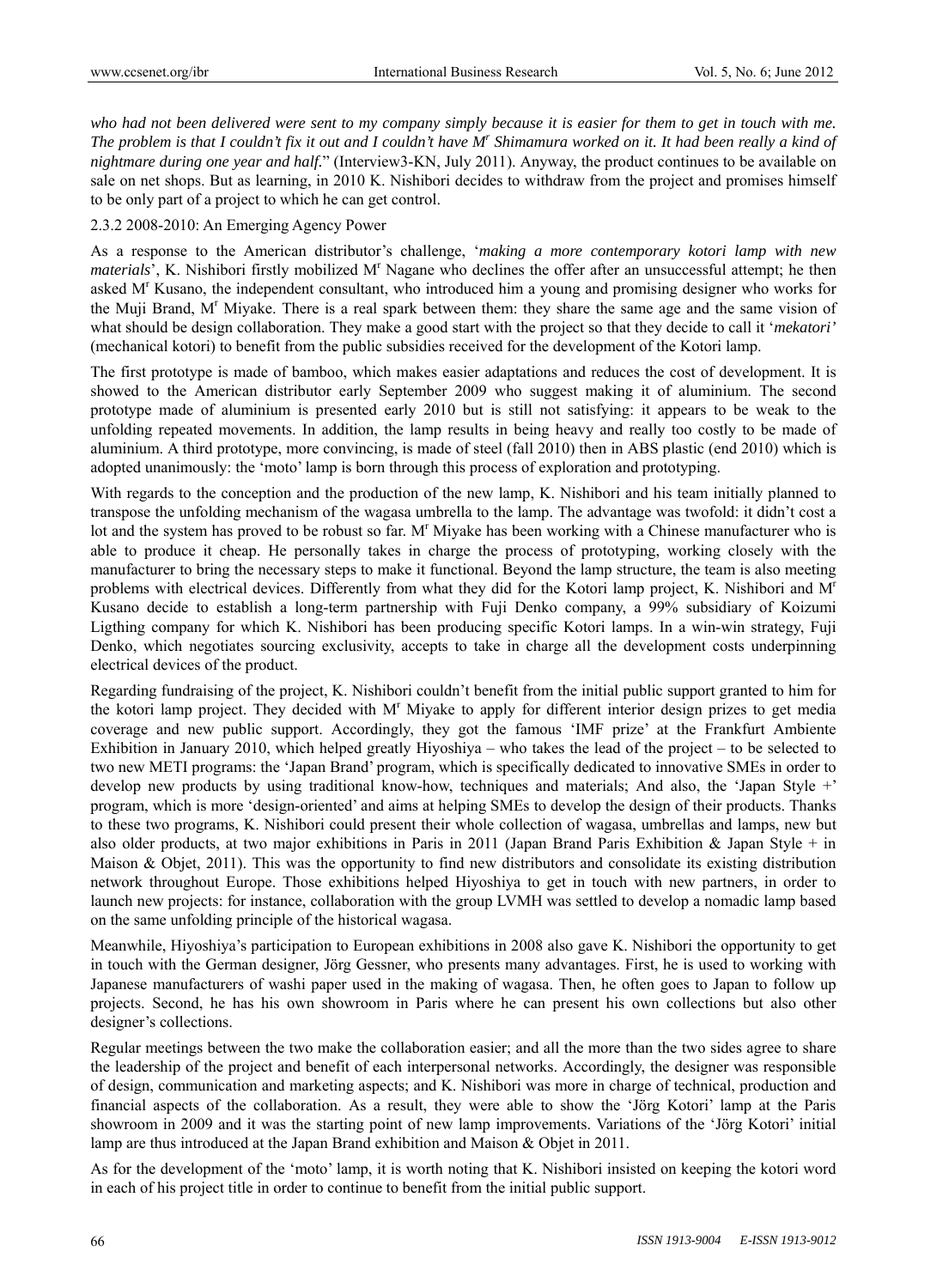*who had not been delivered were sent to my company simply because it is easier for them to get in touch with me. The problem is that I couldn't fix it out and I couldn't have M$^r$ Shimamura worked on it. It had been really a kind of nightmare during one year and half.*" (Interview3-KN, July 2011). Anyway, the product continues to be available on sale on net shops. But as learning, in 2010 K. Nishibori decides to withdraw from the project and promises himself to be only part of a project to which he can get control.

### 2.3.2 2008-2010: An Emerging Agency Power

As a response to the American distributor's challenge, '*making a more contemporary kotori lamp with new materials*', K. Nishibori firstly mobilized M$^r$ Nagane who declines the offer after an unsuccessful attempt; he then asked M$^r$ Kusano, the independent consultant, who introduced him a young and promising designer who works for the Muji Brand, M$^r$ Miyake. There is a real spark between them: they share the same age and the same vision of what should be design collaboration. They make a good start with the project so that they decide to call it '*mekatori'* (mechanical kotori) to benefit from the public subsidies received for the development of the Kotori lamp.

The first prototype is made of bamboo, which makes easier adaptations and reduces the cost of development. It is showed to the American distributor early September 2009 who suggest making it of aluminium. The second prototype made of aluminium is presented early 2010 but is still not satisfying: it appears to be weak to the unfolding repeated movements. In addition, the lamp results in being heavy and really too costly to be made of aluminium. A third prototype, more convincing, is made of steel (fall 2010) then in ABS plastic (end 2010) which is adopted unanimously: the 'moto' lamp is born through this process of exploration and prototyping.

With regards to the conception and the production of the new lamp, K. Nishibori and his team initially planned to transpose the unfolding mechanism of the wagasa umbrella to the lamp. The advantage was twofold: it didn't cost a lot and the system has proved to be robust so far. M$^r$ Miyake has been working with a Chinese manufacturer who is able to produce it cheap. He personally takes in charge the process of prototyping, working closely with the manufacturer to bring the necessary steps to make it functional. Beyond the lamp structure, the team is also meeting problems with electrical devices. Differently from what they did for the Kotori lamp project, K. Nishibori and M$^r$ Kusano decide to establish a long-term partnership with Fuji Denko company, a 99% subsidiary of Koizumi Ligthing company for which K. Nishibori has been producing specific Kotori lamps. In a win-win strategy, Fuji Denko, which negotiates sourcing exclusivity, accepts to take in charge all the development costs underpinning electrical devices of the product.

Regarding fundraising of the project, K. Nishibori couldn't benefit from the initial public support granted to him for the kotori lamp project. They decided with M$^r$ Miyake to apply for different interior design prizes to get media coverage and new public support. Accordingly, they got the famous 'IMF prize' at the Frankfurt Ambiente Exhibition in January 2010, which helped greatly Hiyoshiya – who takes the lead of the project – to be selected to two new METI programs: the 'Japan Brand' program, which is specifically dedicated to innovative SMEs in order to develop new products by using traditional know-how, techniques and materials; And also, the 'Japan Style +' program, which is more 'design-oriented' and aims at helping SMEs to develop the design of their products. Thanks to these two programs, K. Nishibori could present their whole collection of wagasa, umbrellas and lamps, new but also older products, at two major exhibitions in Paris in 2011 (Japan Brand Paris Exhibition & Japan Style + in Maison & Objet, 2011). This was the opportunity to find new distributors and consolidate its existing distribution network throughout Europe. Those exhibitions helped Hiyoshiya to get in touch with new partners, in order to launch new projects: for instance, collaboration with the group LVMH was settled to develop a nomadic lamp based on the same unfolding principle of the historical wagasa.

Meanwhile, Hiyoshiya's participation to European exhibitions in 2008 also gave K. Nishibori the opportunity to get in touch with the German designer, Jörg Gessner, who presents many advantages. First, he is used to working with Japanese manufacturers of washi paper used in the making of wagasa. Then, he often goes to Japan to follow up projects. Second, he has his own showroom in Paris where he can present his own collections but also other designer's collections.

Regular meetings between the two make the collaboration easier; and all the more than the two sides agree to share the leadership of the project and benefit of each interpersonal networks. Accordingly, the designer was responsible of design, communication and marketing aspects; and K. Nishibori was more in charge of technical, production and financial aspects of the collaboration. As a result, they were able to show the 'Jörg Kotori' lamp at the Paris showroom in 2009 and it was the starting point of new lamp improvements. Variations of the 'Jörg Kotori' initial lamp are thus introduced at the Japan Brand exhibition and Maison & Objet in 2011.

As for the development of the 'moto' lamp, it is worth noting that K. Nishibori insisted on keeping the kotori word in each of his project title in order to continue to benefit from the initial public support.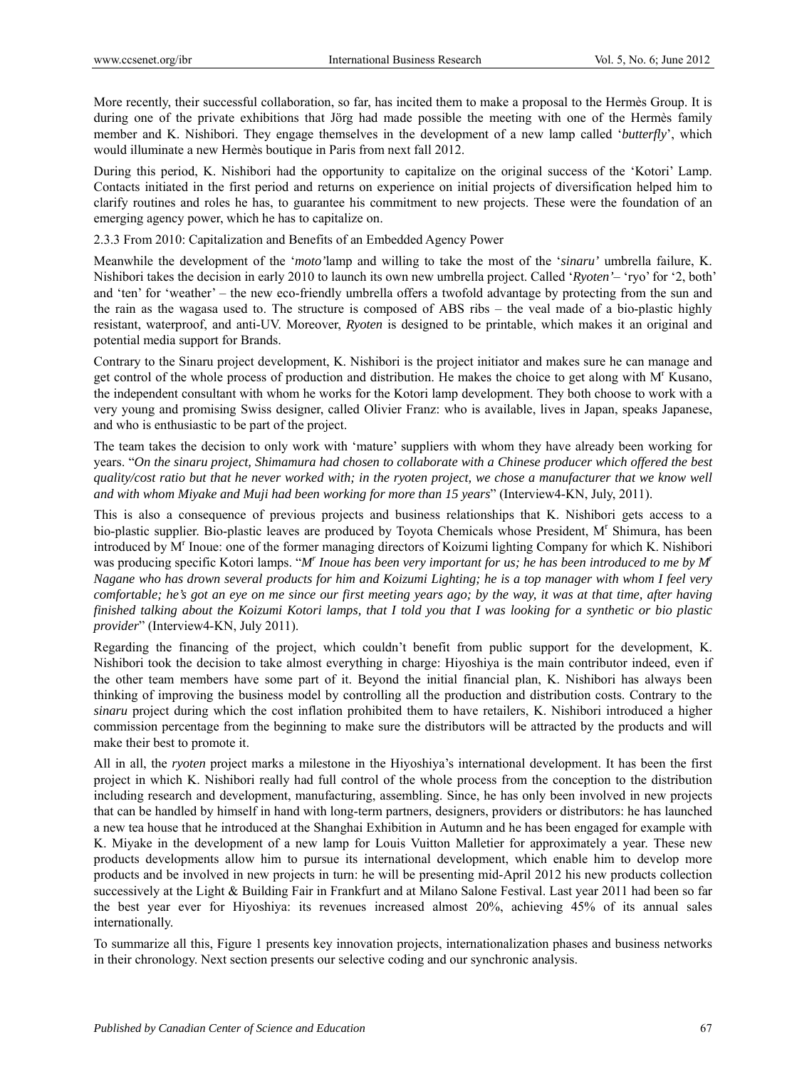More recently, their successful collaboration, so far, has incited them to make a proposal to the Hermès Group. It is during one of the private exhibitions that Jörg had made possible the meeting with one of the Hermès family member and K. Nishibori. They engage themselves in the development of a new lamp called '*butterfly*', which would illuminate a new Hermès boutique in Paris from next fall 2012.

During this period, K. Nishibori had the opportunity to capitalize on the original success of the 'Kotori' Lamp. Contacts initiated in the first period and returns on experience on initial projects of diversification helped him to clarify routines and roles he has, to guarantee his commitment to new projects. These were the foundation of an emerging agency power, which he has to capitalize on.

### 2.3.3 From 2010: Capitalization and Benefits of an Embedded Agency Power

Meanwhile the development of the '*moto'*lamp and willing to take the most of the '*sinaru'* umbrella failure, K. Nishibori takes the decision in early 2010 to launch its own new umbrella project. Called '*Ryoten'*– 'ryo' for '2, both' and 'ten' for 'weather' – the new eco-friendly umbrella offers a twofold advantage by protecting from the sun and the rain as the wagasa used to. The structure is composed of ABS ribs – the veal made of a bio-plastic highly resistant, waterproof, and anti-UV. Moreover, *Ryoten* is designed to be printable, which makes it an original and potential media support for Brands.

Contrary to the Sinaru project development, K. Nishibori is the project initiator and makes sure he can manage and get control of the whole process of production and distribution. He makes the choice to get along with M^r Kusano, the independent consultant with whom he works for the Kotori lamp development. They both choose to work with a very young and promising Swiss designer, called Olivier Franz: who is available, lives in Japan, speaks Japanese, and who is enthusiastic to be part of the project.

The team takes the decision to only work with 'mature' suppliers with whom they have already been working for years. "*On the sinaru project, Shimamura had chosen to collaborate with a Chinese producer which offered the best quality/cost ratio but that he never worked with; in the ryoten project, we chose a manufacturer that we know well and with whom Miyake and Muji had been working for more than 15 years*" (Interview4-KN, July, 2011).

This is also a consequence of previous projects and business relationships that K. Nishibori gets access to a bio-plastic supplier. Bio-plastic leaves are produced by Toyota Chemicals whose President, M^r Shimura, has been introduced by M^r Inoue: one of the former managing directors of Koizumi lighting Company for which K. Nishibori was producing specific Kotori lamps. "*M^r Inoue has been very important for us; he has been introduced to me by M^r Nagane who has drown several products for him and Koizumi Lighting; he is a top manager with whom I feel very comfortable; he's got an eye on me since our first meeting years ago; by the way, it was at that time, after having finished talking about the Koizumi Kotori lamps, that I told you that I was looking for a synthetic or bio plastic provider*" (Interview4-KN, July 2011).

Regarding the financing of the project, which couldn't benefit from public support for the development, K. Nishibori took the decision to take almost everything in charge: Hiyoshiya is the main contributor indeed, even if the other team members have some part of it. Beyond the initial financial plan, K. Nishibori has always been thinking of improving the business model by controlling all the production and distribution costs. Contrary to the *sinaru* project during which the cost inflation prohibited them to have retailers, K. Nishibori introduced a higher commission percentage from the beginning to make sure the distributors will be attracted by the products and will make their best to promote it.

All in all, the *ryoten* project marks a milestone in the Hiyoshiya's international development. It has been the first project in which K. Nishibori really had full control of the whole process from the conception to the distribution including research and development, manufacturing, assembling. Since, he has only been involved in new projects that can be handled by himself in hand with long-term partners, designers, providers or distributors: he has launched a new tea house that he introduced at the Shanghai Exhibition in Autumn and he has been engaged for example with K. Miyake in the development of a new lamp for Louis Vuitton Malletier for approximately a year. These new products developments allow him to pursue its international development, which enable him to develop more products and be involved in new projects in turn: he will be presenting mid-April 2012 his new products collection successively at the Light & Building Fair in Frankfurt and at Milano Salone Festival. Last year 2011 had been so far the best year ever for Hiyoshiya: its revenues increased almost 20%, achieving 45% of its annual sales internationally.

To summarize all this, Figure 1 presents key innovation projects, internationalization phases and business networks in their chronology. Next section presents our selective coding and our synchronic analysis.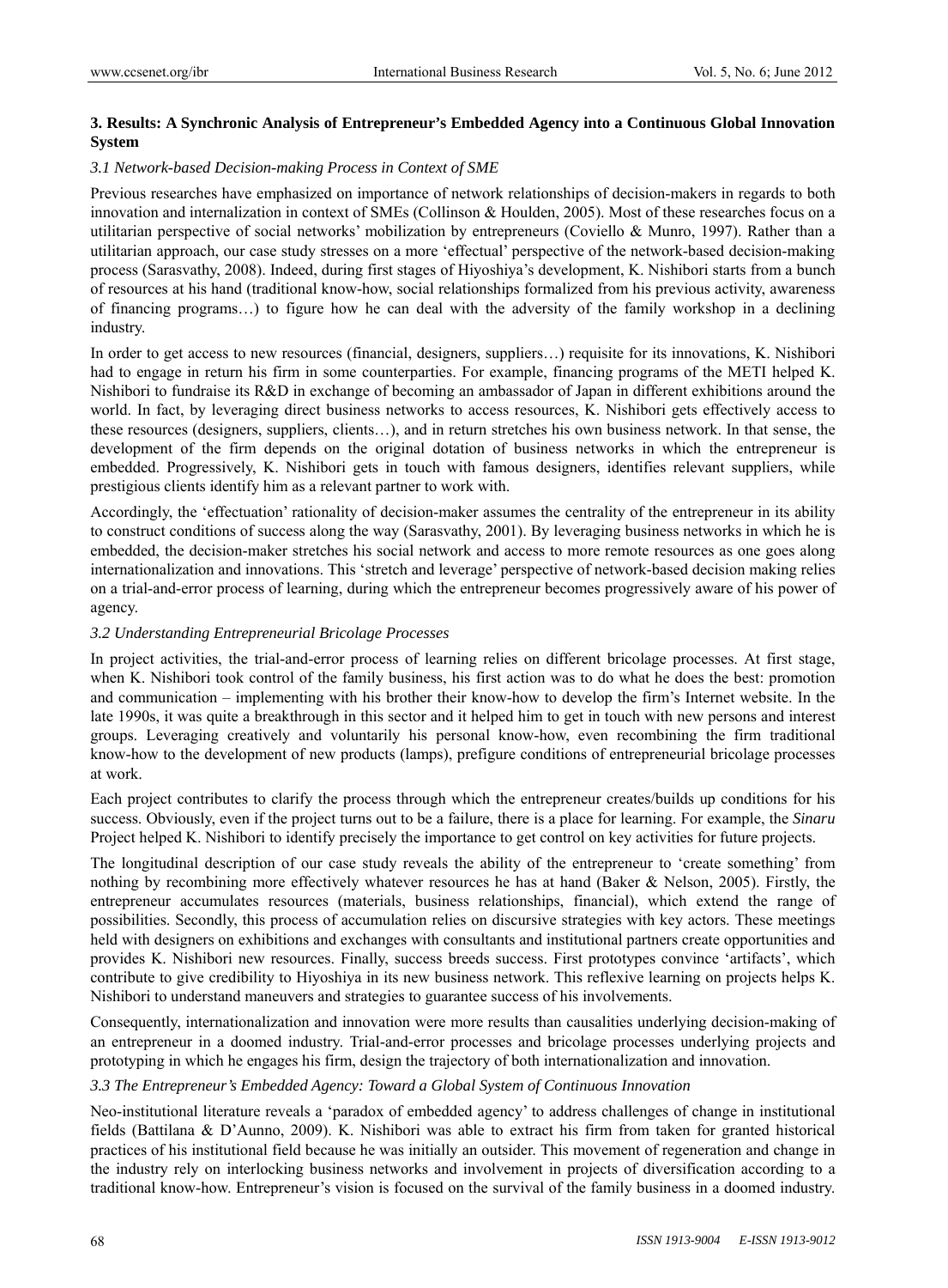## 3. Results: A Synchronic Analysis of Entrepreneur's Embedded Agency into a Continuous Global Innovation System

### *3.1 Network-based Decision-making Process in Context of SME*

Previous researches have emphasized on importance of network relationships of decision-makers in regards to both innovation and internalization in context of SMEs (Collinson & Houlden, 2005). Most of these researches focus on a utilitarian perspective of social networks' mobilization by entrepreneurs (Coviello & Munro, 1997). Rather than a utilitarian approach, our case study stresses on a more 'effectual' perspective of the network-based decision-making process (Sarasvathy, 2008). Indeed, during first stages of Hiyoshiya's development, K. Nishibori starts from a bunch of resources at his hand (traditional know-how, social relationships formalized from his previous activity, awareness of financing programs…) to figure how he can deal with the adversity of the family workshop in a declining industry.

In order to get access to new resources (financial, designers, suppliers…) requisite for its innovations, K. Nishibori had to engage in return his firm in some counterparties. For example, financing programs of the METI helped K. Nishibori to fundraise its R&D in exchange of becoming an ambassador of Japan in different exhibitions around the world. In fact, by leveraging direct business networks to access resources, K. Nishibori gets effectively access to these resources (designers, suppliers, clients…), and in return stretches his own business network. In that sense, the development of the firm depends on the original dotation of business networks in which the entrepreneur is embedded. Progressively, K. Nishibori gets in touch with famous designers, identifies relevant suppliers, while prestigious clients identify him as a relevant partner to work with.

Accordingly, the 'effectuation' rationality of decision-maker assumes the centrality of the entrepreneur in its ability to construct conditions of success along the way (Sarasvathy, 2001). By leveraging business networks in which he is embedded, the decision-maker stretches his social network and access to more remote resources as one goes along internationalization and innovations. This 'stretch and leverage' perspective of network-based decision making relies on a trial-and-error process of learning, during which the entrepreneur becomes progressively aware of his power of agency.

### *3.2 Understanding Entrepreneurial Bricolage Processes*

In project activities, the trial-and-error process of learning relies on different bricolage processes. At first stage, when K. Nishibori took control of the family business, his first action was to do what he does the best: promotion and communication – implementing with his brother their know-how to develop the firm's Internet website. In the late 1990s, it was quite a breakthrough in this sector and it helped him to get in touch with new persons and interest groups. Leveraging creatively and voluntarily his personal know-how, even recombining the firm traditional know-how to the development of new products (lamps), prefigure conditions of entrepreneurial bricolage processes at work.

Each project contributes to clarify the process through which the entrepreneur creates/builds up conditions for his success. Obviously, even if the project turns out to be a failure, there is a place for learning. For example, the *Sinaru* Project helped K. Nishibori to identify precisely the importance to get control on key activities for future projects.

The longitudinal description of our case study reveals the ability of the entrepreneur to 'create something' from nothing by recombining more effectively whatever resources he has at hand (Baker & Nelson, 2005). Firstly, the entrepreneur accumulates resources (materials, business relationships, financial), which extend the range of possibilities. Secondly, this process of accumulation relies on discursive strategies with key actors. These meetings held with designers on exhibitions and exchanges with consultants and institutional partners create opportunities and provides K. Nishibori new resources. Finally, success breeds success. First prototypes convince 'artifacts', which contribute to give credibility to Hiyoshiya in its new business network. This reflexive learning on projects helps K. Nishibori to understand maneuvers and strategies to guarantee success of his involvements.

Consequently, internationalization and innovation were more results than causalities underlying decision-making of an entrepreneur in a doomed industry. Trial-and-error processes and bricolage processes underlying projects and prototyping in which he engages his firm, design the trajectory of both internationalization and innovation.

### *3.3 The Entrepreneur's Embedded Agency: Toward a Global System of Continuous Innovation*

Neo-institutional literature reveals a 'paradox of embedded agency' to address challenges of change in institutional fields (Battilana & D'Aunno, 2009). K. Nishibori was able to extract his firm from taken for granted historical practices of his institutional field because he was initially an outsider. This movement of regeneration and change in the industry rely on interlocking business networks and involvement in projects of diversification according to a traditional know-how. Entrepreneur's vision is focused on the survival of the family business in a doomed industry.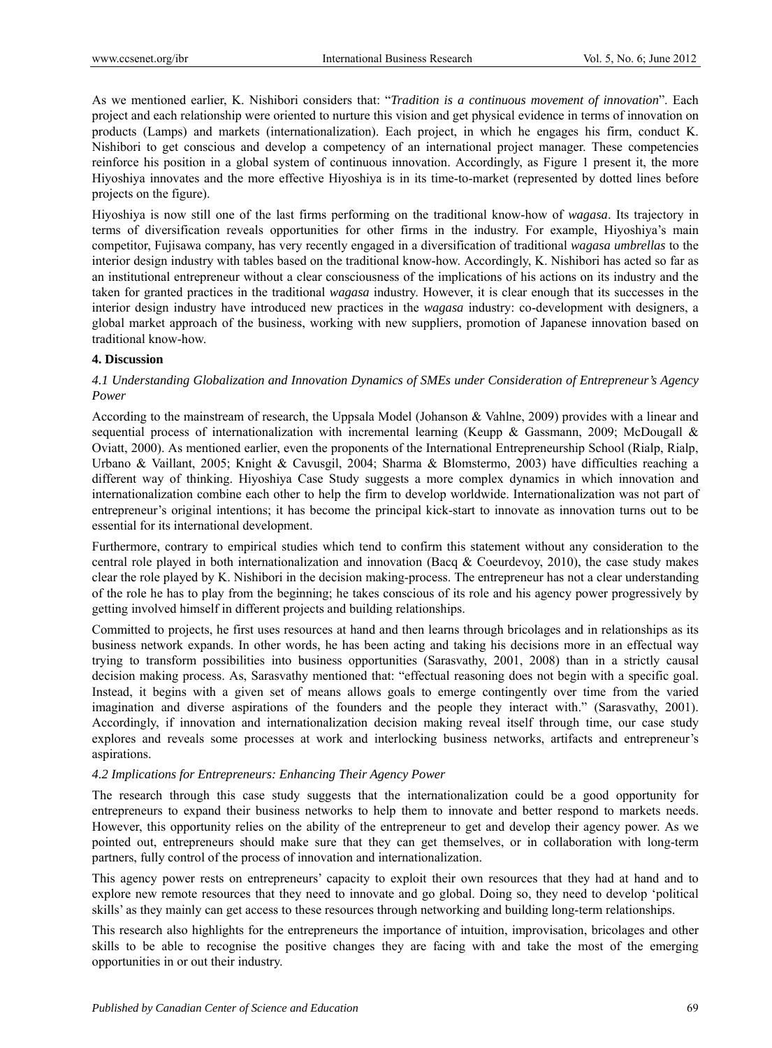As we mentioned earlier, K. Nishibori considers that: "*Tradition is a continuous movement of innovation*". Each project and each relationship were oriented to nurture this vision and get physical evidence in terms of innovation on products (Lamps) and markets (internationalization). Each project, in which he engages his firm, conduct K. Nishibori to get conscious and develop a competency of an international project manager. These competencies reinforce his position in a global system of continuous innovation. Accordingly, as Figure 1 present it, the more Hiyoshiya innovates and the more effective Hiyoshiya is in its time-to-market (represented by dotted lines before projects on the figure).

Hiyoshiya is now still one of the last firms performing on the traditional know-how of *wagasa*. Its trajectory in terms of diversification reveals opportunities for other firms in the industry. For example, Hiyoshiya's main competitor, Fujisawa company, has very recently engaged in a diversification of traditional *wagasa umbrellas* to the interior design industry with tables based on the traditional know-how. Accordingly, K. Nishibori has acted so far as an institutional entrepreneur without a clear consciousness of the implications of his actions on its industry and the taken for granted practices in the traditional *wagasa* industry. However, it is clear enough that its successes in the interior design industry have introduced new practices in the *wagasa* industry: co-development with designers, a global market approach of the business, working with new suppliers, promotion of Japanese innovation based on traditional know-how.

## 4. Discussion

### *4.1 Understanding Globalization and Innovation Dynamics of SMEs under Consideration of Entrepreneur's Agency Power*

According to the mainstream of research, the Uppsala Model (Johanson & Vahlne, 2009) provides with a linear and sequential process of internationalization with incremental learning (Keupp & Gassmann, 2009; McDougall & Oviatt, 2000). As mentioned earlier, even the proponents of the International Entrepreneurship School (Rialp, Rialp, Urbano & Vaillant, 2005; Knight & Cavusgil, 2004; Sharma & Blomstermo, 2003) have difficulties reaching a different way of thinking. Hiyoshiya Case Study suggests a more complex dynamics in which innovation and internationalization combine each other to help the firm to develop worldwide. Internationalization was not part of entrepreneur's original intentions; it has become the principal kick-start to innovate as innovation turns out to be essential for its international development.

Furthermore, contrary to empirical studies which tend to confirm this statement without any consideration to the central role played in both internationalization and innovation (Bacq & Coeurdevoy, 2010), the case study makes clear the role played by K. Nishibori in the decision making-process. The entrepreneur has not a clear understanding of the role he has to play from the beginning; he takes conscious of its role and his agency power progressively by getting involved himself in different projects and building relationships.

Committed to projects, he first uses resources at hand and then learns through bricolages and in relationships as its business network expands. In other words, he has been acting and taking his decisions more in an effectual way trying to transform possibilities into business opportunities (Sarasvathy, 2001, 2008) than in a strictly causal decision making process. As, Sarasvathy mentioned that: "effectual reasoning does not begin with a specific goal. Instead, it begins with a given set of means allows goals to emerge contingently over time from the varied imagination and diverse aspirations of the founders and the people they interact with." (Sarasvathy, 2001). Accordingly, if innovation and internationalization decision making reveal itself through time, our case study explores and reveals some processes at work and interlocking business networks, artifacts and entrepreneur's aspirations.

### *4.2 Implications for Entrepreneurs: Enhancing Their Agency Power*

The research through this case study suggests that the internationalization could be a good opportunity for entrepreneurs to expand their business networks to help them to innovate and better respond to markets needs. However, this opportunity relies on the ability of the entrepreneur to get and develop their agency power. As we pointed out, entrepreneurs should make sure that they can get themselves, or in collaboration with long-term partners, fully control of the process of innovation and internationalization.

This agency power rests on entrepreneurs' capacity to exploit their own resources that they had at hand and to explore new remote resources that they need to innovate and go global. Doing so, they need to develop 'political skills' as they mainly can get access to these resources through networking and building long-term relationships.

This research also highlights for the entrepreneurs the importance of intuition, improvisation, bricolages and other skills to be able to recognise the positive changes they are facing with and take the most of the emerging opportunities in or out their industry.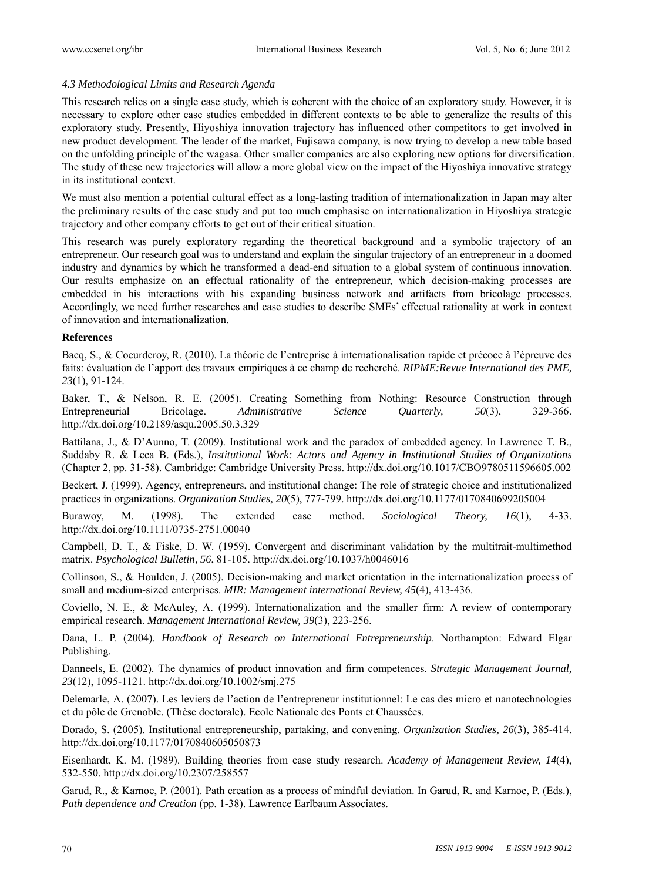### *4.3 Methodological Limits and Research Agenda*

This research relies on a single case study, which is coherent with the choice of an exploratory study. However, it is necessary to explore other case studies embedded in different contexts to be able to generalize the results of this exploratory study. Presently, Hiyoshiya innovation trajectory has influenced other competitors to get involved in new product development. The leader of the market, Fujisawa company, is now trying to develop a new table based on the unfolding principle of the wagasa. Other smaller companies are also exploring new options for diversification. The study of these new trajectories will allow a more global view on the impact of the Hiyoshiya innovative strategy in its institutional context.

We must also mention a potential cultural effect as a long-lasting tradition of internationalization in Japan may alter the preliminary results of the case study and put too much emphasise on internationalization in Hiyoshiya strategic trajectory and other company efforts to get out of their critical situation.

This research was purely exploratory regarding the theoretical background and a symbolic trajectory of an entrepreneur. Our research goal was to understand and explain the singular trajectory of an entrepreneur in a doomed industry and dynamics by which he transformed a dead-end situation to a global system of continuous innovation. Our results emphasize on an effectual rationality of the entrepreneur, which decision-making processes are embedded in his interactions with his expanding business network and artifacts from bricolage processes. Accordingly, we need further researches and case studies to describe SMEs' effectual rationality at work in context of innovation and internationalization.

**References**

Bacq, S., & Coeurderoy, R. (2010). La théorie de l'entreprise à internationalisation rapide et précoce à l'épreuve des faits: évaluation de l'apport des travaux empiriques à ce champ de recherché. *RIPME:Revue International des PME, 23*(1), 91-124.

Baker, T., & Nelson, R. E. (2005). Creating Something from Nothing: Resource Construction through Entrepreneurial Bricolage. *Administrative Science Quarterly, 50*(3), 329-366. http://dx.doi.org/10.2189/asqu.2005.50.3.329

Battilana, J., & D'Aunno, T. (2009). Institutional work and the paradox of embedded agency. In Lawrence T. B., Suddaby R. & Leca B. (Eds.), *Institutional Work: Actors and Agency in Institutional Studies of Organizations* (Chapter 2, pp. 31-58). Cambridge: Cambridge University Press. http://dx.doi.org/10.1017/CBO9780511596605.002

Beckert, J. (1999). Agency, entrepreneurs, and institutional change: The role of strategic choice and institutionalized practices in organizations. *Organization Studies, 20*(5), 777-799. http://dx.doi.org/10.1177/0170840699205004

Burawoy, M. (1998). The extended case method. *Sociological Theory, 16*(1), 4-33. http://dx.doi.org/10.1111/0735-2751.00040

Campbell, D. T., & Fiske, D. W. (1959). Convergent and discriminant validation by the multitrait-multimethod matrix. *Psychological Bulletin, 56*, 81-105. http://dx.doi.org/10.1037/h0046016

Collinson, S., & Houlden, J. (2005). Decision-making and market orientation in the internationalization process of small and medium-sized enterprises. *MIR: Management international Review, 45*(4), 413-436.

Coviello, N. E., & McAuley, A. (1999). Internationalization and the smaller firm: A review of contemporary empirical research. *Management International Review, 39*(3), 223-256.

Dana, L. P. (2004). *Handbook of Research on International Entrepreneurship*. Northampton: Edward Elgar Publishing.

Danneels, E. (2002). The dynamics of product innovation and firm competences. *Strategic Management Journal, 23*(12), 1095-1121. http://dx.doi.org/10.1002/smj.275

Delemarle, A. (2007). Les leviers de l'action de l'entrepreneur institutionnel: Le cas des micro et nanotechnologies et du pôle de Grenoble. (Thèse doctorale). Ecole Nationale des Ponts et Chaussées.

Dorado, S. (2005). Institutional entrepreneurship, partaking, and convening. *Organization Studies, 26*(3), 385-414. http://dx.doi.org/10.1177/0170840605050873

Eisenhardt, K. M. (1989). Building theories from case study research. *Academy of Management Review, 14*(4), 532-550. http://dx.doi.org/10.2307/258557

Garud, R., & Karnoe, P. (2001). Path creation as a process of mindful deviation. In Garud, R. and Karnoe, P. (Eds.), *Path dependence and Creation* (pp. 1-38). Lawrence Earlbaum Associates.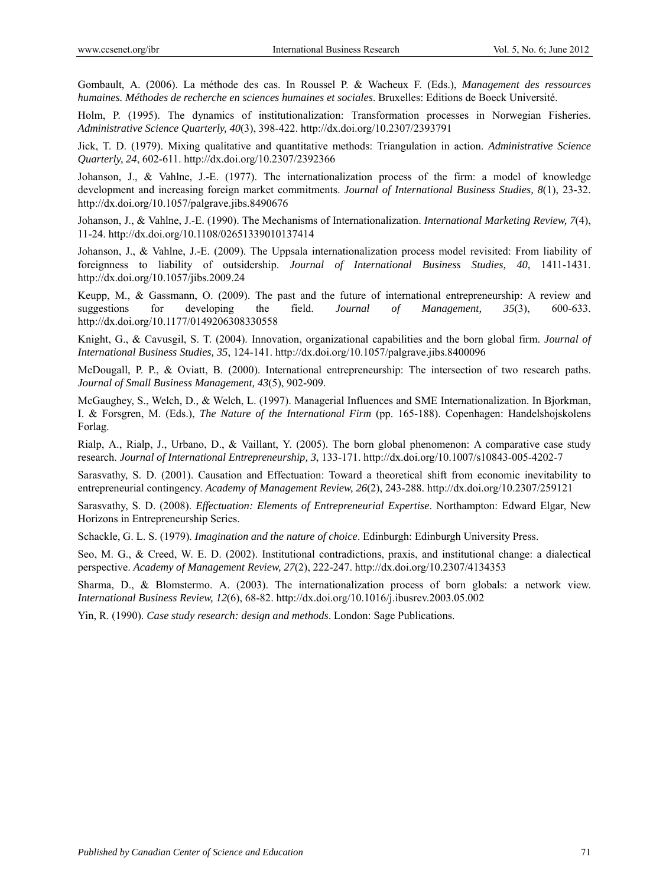Gombault, A. (2006). La méthode des cas. In Roussel P. & Wacheux F. (Eds.), *Management des ressources humaines. Méthodes de recherche en sciences humaines et sociales*. Bruxelles: Editions de Boeck Université.

Holm, P. (1995). The dynamics of institutionalization: Transformation processes in Norwegian Fisheries. *Administrative Science Quarterly, 40*(3), 398-422. http://dx.doi.org/10.2307/2393791

Jick, T. D. (1979). Mixing qualitative and quantitative methods: Triangulation in action. *Administrative Science Quarterly, 24*, 602-611. http://dx.doi.org/10.2307/2392366

Johanson, J., & Vahlne, J.-E. (1977). The internationalization process of the firm: a model of knowledge development and increasing foreign market commitments. *Journal of International Business Studies, 8*(1), 23-32. http://dx.doi.org/10.1057/palgrave.jibs.8490676

Johanson, J., & Vahlne, J.-E. (1990). The Mechanisms of Internationalization. *International Marketing Review, 7*(4), 11-24. http://dx.doi.org/10.1108/02651339010137414

Johanson, J., & Vahlne, J.-E. (2009). The Uppsala internationalization process model revisited: From liability of foreignness to liability of outsidership. *Journal of International Business Studies, 40*, 1411-1431. http://dx.doi.org/10.1057/jibs.2009.24

Keupp, M., & Gassmann, O. (2009). The past and the future of international entrepreneurship: A review and suggestions for developing the field. *Journal of Management, 35*(3), 600-633. http://dx.doi.org/10.1177/0149206308330558

Knight, G., & Cavusgil, S. T. (2004). Innovation, organizational capabilities and the born global firm. *Journal of International Business Studies, 35*, 124-141. http://dx.doi.org/10.1057/palgrave.jibs.8400096

McDougall, P. P., & Oviatt, B. (2000). International entrepreneurship: The intersection of two research paths. *Journal of Small Business Management, 43*(5), 902-909.

McGaughey, S., Welch, D., & Welch, L. (1997). Managerial Influences and SME Internationalization. In Bjorkman, I. & Forsgren, M. (Eds.), *The Nature of the International Firm* (pp. 165-188). Copenhagen: Handelshojskolens Forlag.

Rialp, A., Rialp, J., Urbano, D., & Vaillant, Y. (2005). The born global phenomenon: A comparative case study research. *Journal of International Entrepreneurship, 3*, 133-171. http://dx.doi.org/10.1007/s10843-005-4202-7

Sarasvathy, S. D. (2001). Causation and Effectuation: Toward a theoretical shift from economic inevitability to entrepreneurial contingency. *Academy of Management Review, 26*(2), 243-288. http://dx.doi.org/10.2307/259121

Sarasvathy, S. D. (2008). *Effectuation: Elements of Entrepreneurial Expertise*. Northampton: Edward Elgar, New Horizons in Entrepreneurship Series.

Schackle, G. L. S. (1979). *Imagination and the nature of choice*. Edinburgh: Edinburgh University Press.

Seo, M. G., & Creed, W. E. D. (2002). Institutional contradictions, praxis, and institutional change: a dialectical perspective. *Academy of Management Review, 27*(2), 222-247. http://dx.doi.org/10.2307/4134353

Sharma, D., & Blomstermo. A. (2003). The internationalization process of born globals: a network view. *International Business Review, 12*(6), 68-82. http://dx.doi.org/10.1016/j.ibusrev.2003.05.002

Yin, R. (1990). *Case study research: design and methods*. London: Sage Publications.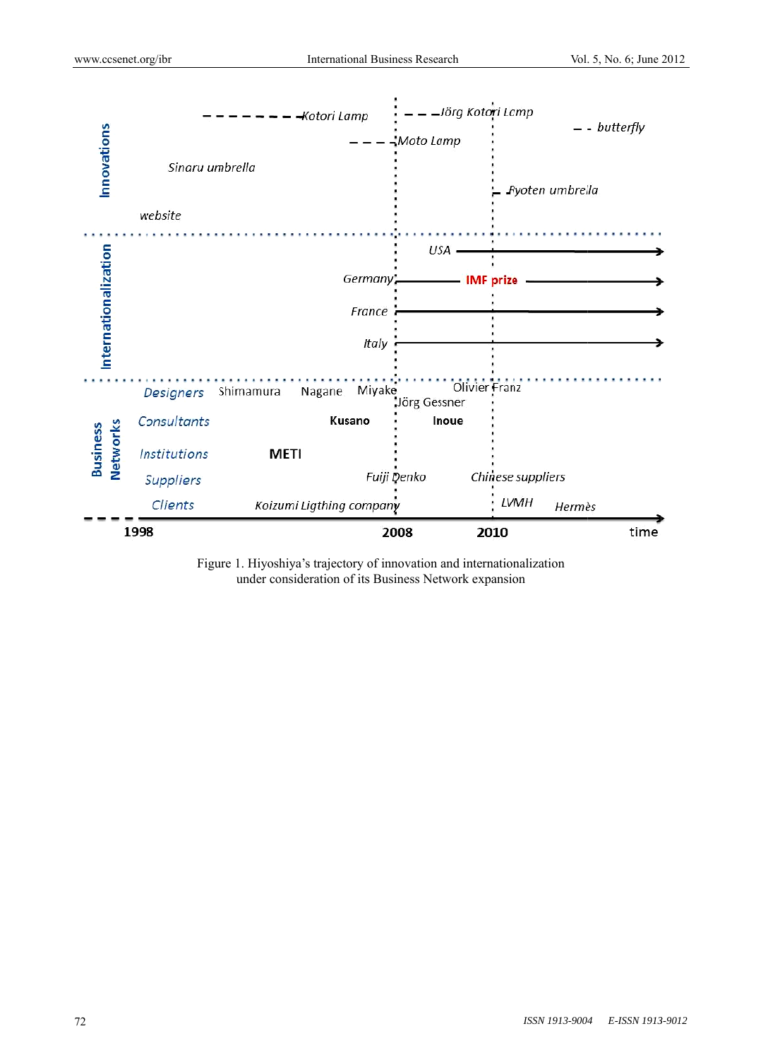Innovations

Kotori Lamp

Jörg Kotori Lamp

butterfly

Moto Lamp

Sinaru umbrella

Ryoten umbrella

website

Internationalization

USA

Germany

IMF prize

France

Italy

Business Networks

Designers Shimamura Nagane Miyake Olivier Franz

Jörg Gessner

Consultants Kusano Inoue

Institutions METI

Suppliers Fuiji Denko Chinese suppliers

Clients Koizumi Ligthing company LVMH Hermès

1998 2008 2010 time

Figure 1. Hiyoshiya's trajectory of innovation and internationalization under consideration of its Business Network expansion